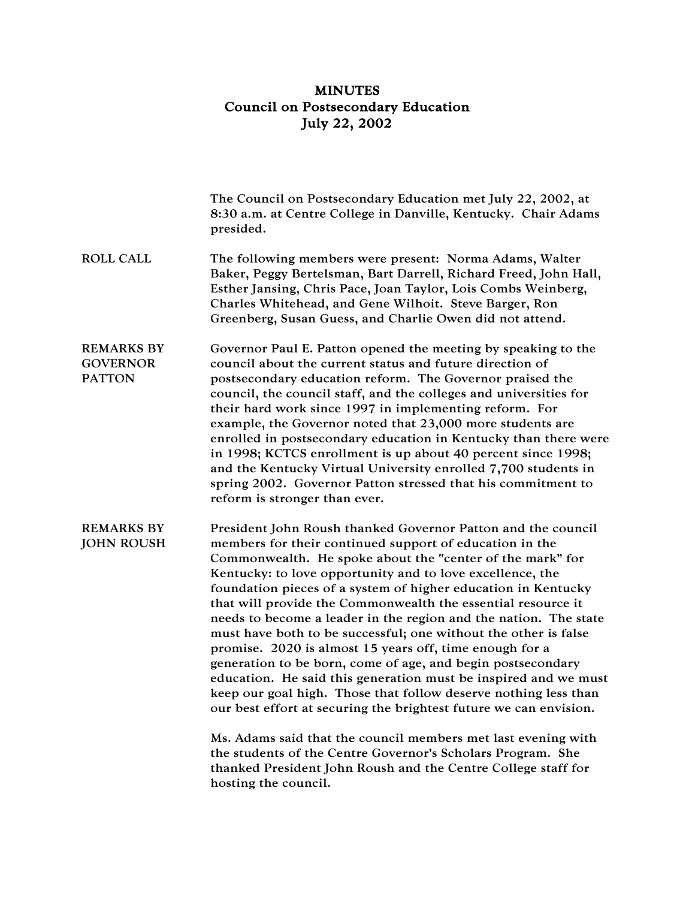# MINUTES
## Council on Postsecondary Education
## July 22, 2002

The Council on Postsecondary Education met July 22, 2002, at 8:30 a.m. at Centre College in Danville, Kentucky. Chair Adams presided.

**ROLL CALL**

The following members were present: Norma Adams, Walter Baker, Peggy Bertelsman, Bart Darrell, Richard Freed, John Hall, Esther Jansing, Chris Pace, Joan Taylor, Lois Combs Weinberg, Charles Whitehead, and Gene Wilhoit. Steve Barger, Ron Greenberg, Susan Guess, and Charlie Owen did not attend.

**REMARKS BY GOVERNOR PATTON**

Governor Paul E. Patton opened the meeting by speaking to the council about the current status and future direction of postsecondary education reform. The Governor praised the council, the council staff, and the colleges and universities for their hard work since 1997 in implementing reform. For example, the Governor noted that 23,000 more students are enrolled in postsecondary education in Kentucky than there were in 1998; KCTCS enrollment is up about 40 percent since 1998; and the Kentucky Virtual University enrolled 7,700 students in spring 2002. Governor Patton stressed that his commitment to reform is stronger than ever.

**REMARKS BY JOHN ROUSH**

President John Roush thanked Governor Patton and the council members for their continued support of education in the Commonwealth. He spoke about the "center of the mark" for Kentucky: to love opportunity and to love excellence, the foundation pieces of a system of higher education in Kentucky that will provide the Commonwealth the essential resource it needs to become a leader in the region and the nation. The state must have both to be successful; one without the other is false promise. 2020 is almost 15 years off, time enough for a generation to be born, come of age, and begin postsecondary education. He said this generation must be inspired and we must keep our goal high. Those that follow deserve nothing less than our best effort at securing the brightest future we can envision.

Ms. Adams said that the council members met last evening with the students of the Centre Governor's Scholars Program. She thanked President John Roush and the Centre College staff for hosting the council.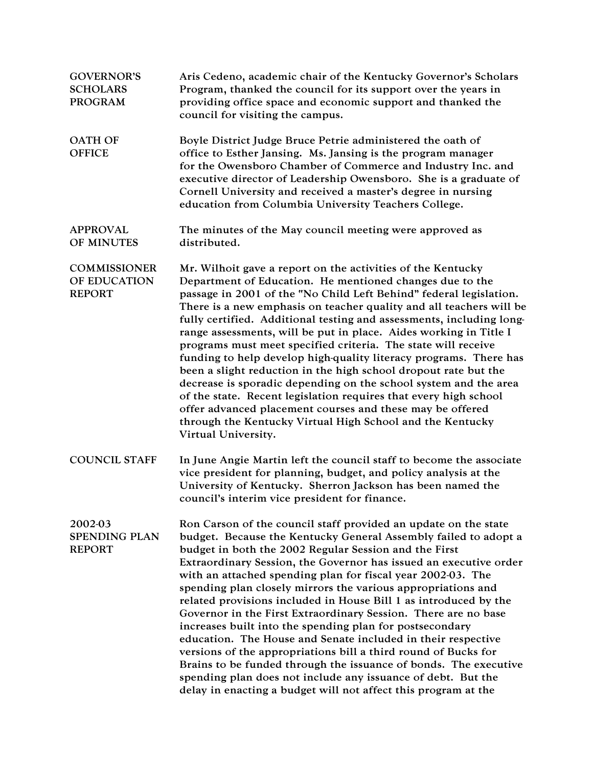**GOVERNOR'S SCHOLARS PROGRAM**

Aris Cedeno, academic chair of the Kentucky Governor's Scholars Program, thanked the council for its support over the years in providing office space and economic support and thanked the council for visiting the campus.

**OATH OF OFFICE**

Boyle District Judge Bruce Petrie administered the oath of office to Esther Jansing. Ms. Jansing is the program manager for the Owensboro Chamber of Commerce and Industry Inc. and executive director of Leadership Owensboro. She is a graduate of Cornell University and received a master's degree in nursing education from Columbia University Teachers College.

**APPROVAL OF MINUTES**

The minutes of the May council meeting were approved as distributed.

**COMMISSIONER OF EDUCATION REPORT**

Mr. Wilhoit gave a report on the activities of the Kentucky Department of Education. He mentioned changes due to the passage in 2001 of the "No Child Left Behind" federal legislation. There is a new emphasis on teacher quality and all teachers will be fully certified. Additional testing and assessments, including long-range assessments, will be put in place. Aides working in Title I programs must meet specified criteria. The state will receive funding to help develop high-quality literacy programs. There has been a slight reduction in the high school dropout rate but the decrease is sporadic depending on the school system and the area of the state. Recent legislation requires that every high school offer advanced placement courses and these may be offered through the Kentucky Virtual High School and the Kentucky Virtual University.

**COUNCIL STAFF**

In June Angie Martin left the council staff to become the associate vice president for planning, budget, and policy analysis at the University of Kentucky. Sherron Jackson has been named the council's interim vice president for finance.

**2002-03 SPENDING PLAN REPORT**

Ron Carson of the council staff provided an update on the state budget. Because the Kentucky General Assembly failed to adopt a budget in both the 2002 Regular Session and the First Extraordinary Session, the Governor has issued an executive order with an attached spending plan for fiscal year 2002-03. The spending plan closely mirrors the various appropriations and related provisions included in House Bill 1 as introduced by the Governor in the First Extraordinary Session. There are no base increases built into the spending plan for postsecondary education. The House and Senate included in their respective versions of the appropriations bill a third round of Bucks for Brains to be funded through the issuance of bonds. The executive spending plan does not include any issuance of debt. But the delay in enacting a budget will not affect this program at the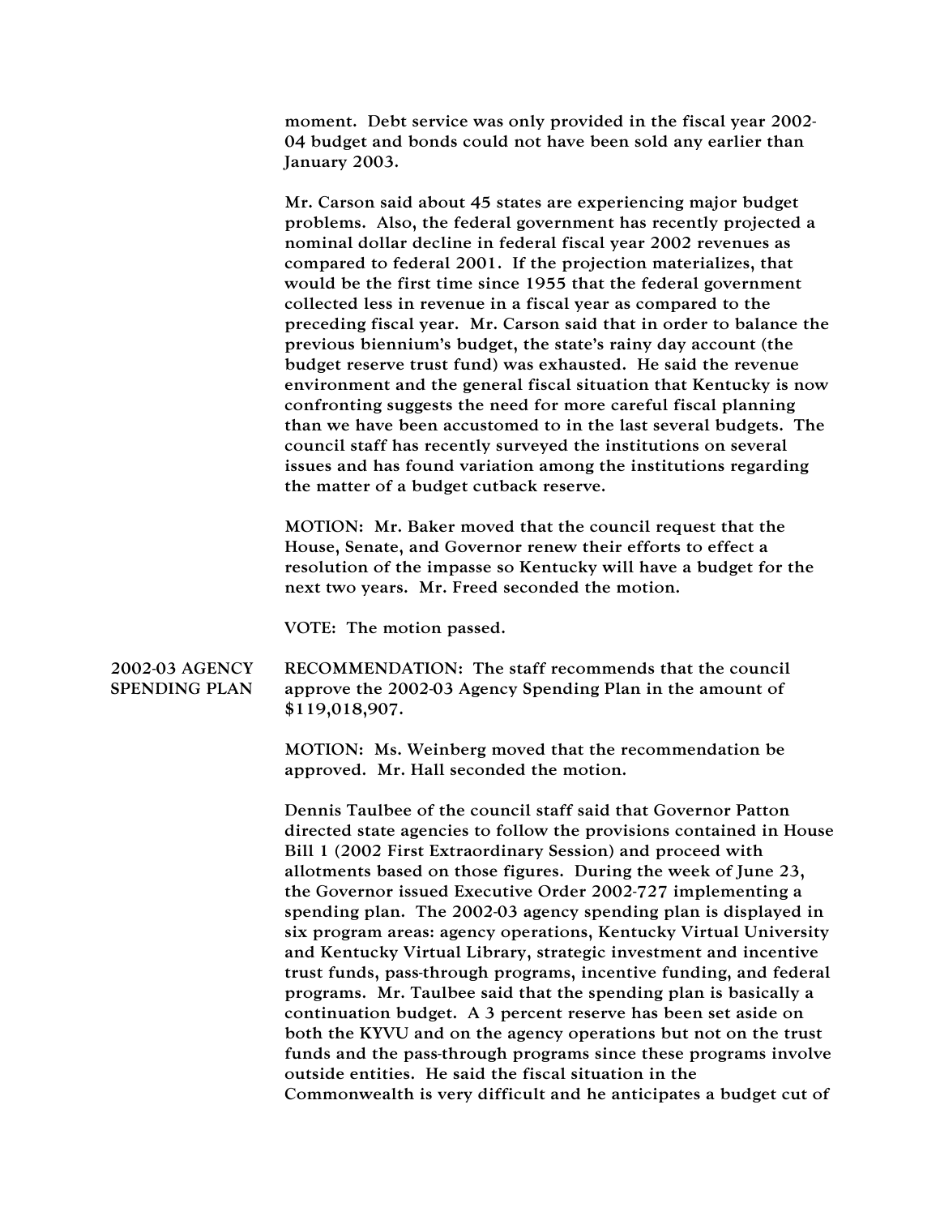moment. Debt service was only provided in the fiscal year 2002-04 budget and bonds could not have been sold any earlier than January 2003.

Mr. Carson said about 45 states are experiencing major budget problems. Also, the federal government has recently projected a nominal dollar decline in federal fiscal year 2002 revenues as compared to federal 2001. If the projection materializes, that would be the first time since 1955 that the federal government collected less in revenue in a fiscal year as compared to the preceding fiscal year. Mr. Carson said that in order to balance the previous biennium's budget, the state's rainy day account (the budget reserve trust fund) was exhausted. He said the revenue environment and the general fiscal situation that Kentucky is now confronting suggests the need for more careful fiscal planning than we have been accustomed to in the last several budgets. The council staff has recently surveyed the institutions on several issues and has found variation among the institutions regarding the matter of a budget cutback reserve.

MOTION: Mr. Baker moved that the council request that the House, Senate, and Governor renew their efforts to effect a resolution of the impasse so Kentucky will have a budget for the next two years. Mr. Freed seconded the motion.

VOTE: The motion passed.

**2002-03 AGENCY SPENDING PLAN**

RECOMMENDATION: The staff recommends that the council approve the 2002-03 Agency Spending Plan in the amount of $119,018,907.

MOTION: Ms. Weinberg moved that the recommendation be approved. Mr. Hall seconded the motion.

Dennis Taulbee of the council staff said that Governor Patton directed state agencies to follow the provisions contained in House Bill 1 (2002 First Extraordinary Session) and proceed with allotments based on those figures. During the week of June 23, the Governor issued Executive Order 2002-727 implementing a spending plan. The 2002-03 agency spending plan is displayed in six program areas: agency operations, Kentucky Virtual University and Kentucky Virtual Library, strategic investment and incentive trust funds, pass-through programs, incentive funding, and federal programs. Mr. Taulbee said that the spending plan is basically a continuation budget. A 3 percent reserve has been set aside on both the KYVU and on the agency operations but not on the trust funds and the pass-through programs since these programs involve outside entities. He said the fiscal situation in the Commonwealth is very difficult and he anticipates a budget cut of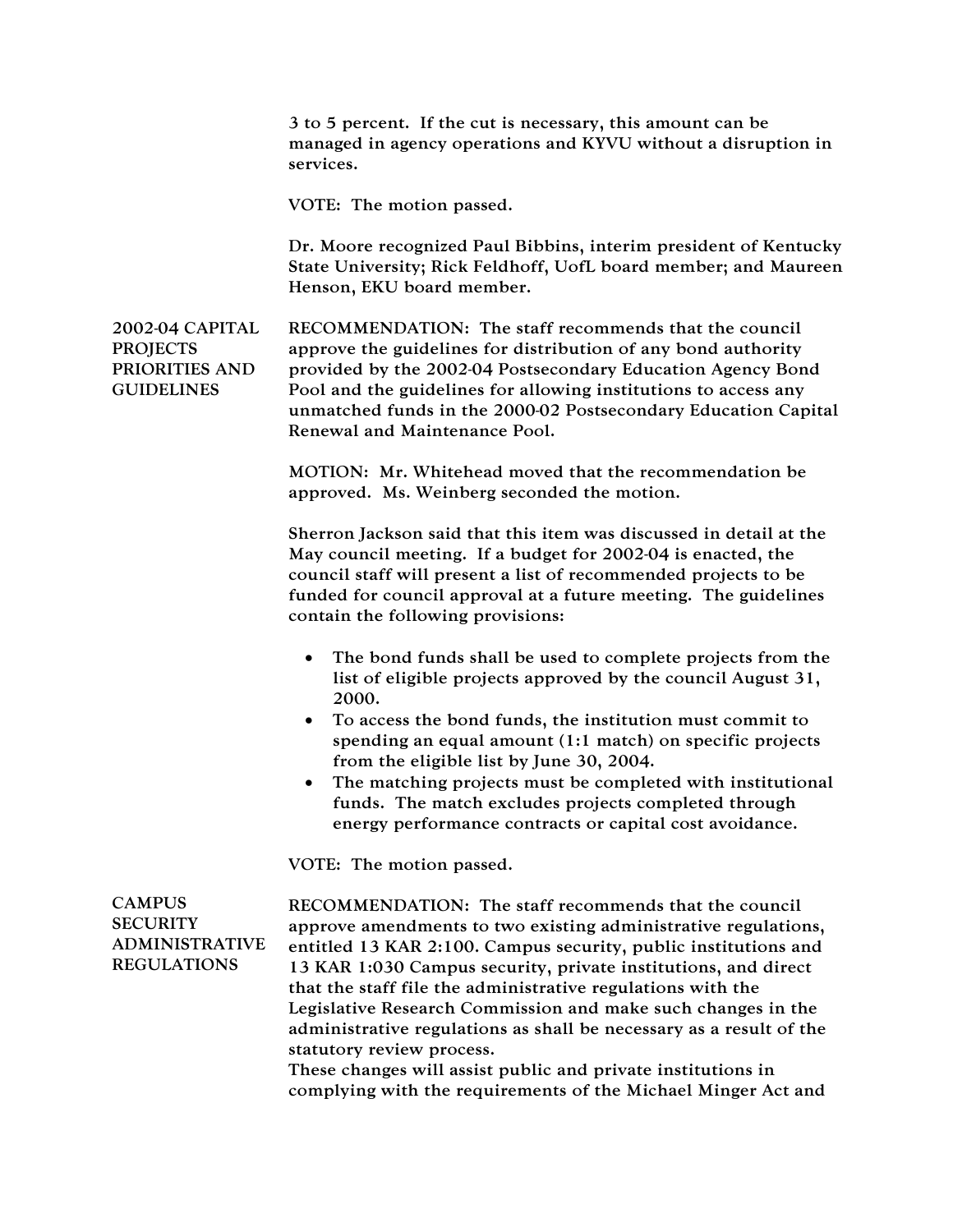3 to 5 percent. If the cut is necessary, this amount can be managed in agency operations and KYVU without a disruption in services.

VOTE: The motion passed.

Dr. Moore recognized Paul Bibbins, interim president of Kentucky State University; Rick Feldhoff, UofL board member; and Maureen Henson, EKU board member.

**2002-04 CAPITAL PROJECTS PRIORITIES AND GUIDELINES**

RECOMMENDATION: The staff recommends that the council approve the guidelines for distribution of any bond authority provided by the 2002-04 Postsecondary Education Agency Bond Pool and the guidelines for allowing institutions to access any unmatched funds in the 2000-02 Postsecondary Education Capital Renewal and Maintenance Pool.

MOTION: Mr. Whitehead moved that the recommendation be approved. Ms. Weinberg seconded the motion.

Sherron Jackson said that this item was discussed in detail at the May council meeting. If a budget for 2002-04 is enacted, the council staff will present a list of recommended projects to be funded for council approval at a future meeting. The guidelines contain the following provisions:

- The bond funds shall be used to complete projects from the list of eligible projects approved by the council August 31, 2000.
- To access the bond funds, the institution must commit to spending an equal amount (1:1 match) on specific projects from the eligible list by June 30, 2004.
- The matching projects must be completed with institutional funds. The match excludes projects completed through energy performance contracts or capital cost avoidance.

VOTE: The motion passed.

**CAMPUS SECURITY ADMINISTRATIVE REGULATIONS**

RECOMMENDATION: The staff recommends that the council approve amendments to two existing administrative regulations, entitled 13 KAR 2:100. Campus security, public institutions and 13 KAR 1:030 Campus security, private institutions, and direct that the staff file the administrative regulations with the Legislative Research Commission and make such changes in the administrative regulations as shall be necessary as a result of the statutory review process.
These changes will assist public and private institutions in complying with the requirements of the Michael Minger Act and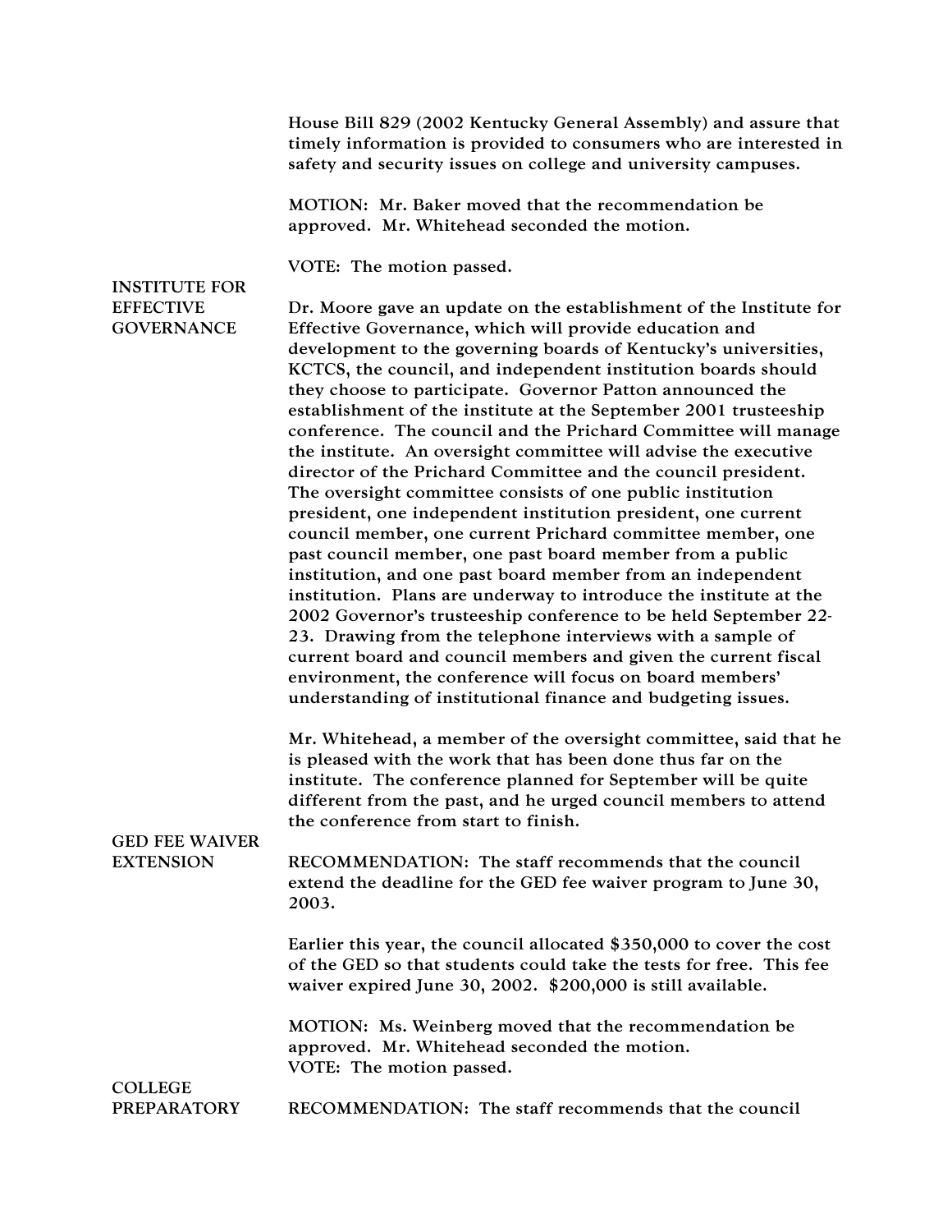House Bill 829 (2002 Kentucky General Assembly) and assure that timely information is provided to consumers who are interested in safety and security issues on college and university campuses.

MOTION: Mr. Baker moved that the recommendation be approved. Mr. Whitehead seconded the motion.

VOTE: The motion passed.

**INSTITUTE FOR EFFECTIVE GOVERNANCE**

Dr. Moore gave an update on the establishment of the Institute for Effective Governance, which will provide education and development to the governing boards of Kentucky's universities, KCTCS, the council, and independent institution boards should they choose to participate. Governor Patton announced the establishment of the institute at the September 2001 trusteeship conference. The council and the Prichard Committee will manage the institute. An oversight committee will advise the executive director of the Prichard Committee and the council president. The oversight committee consists of one public institution president, one independent institution president, one current council member, one current Prichard committee member, one past council member, one past board member from a public institution, and one past board member from an independent institution. Plans are underway to introduce the institute at the 2002 Governor's trusteeship conference to be held September 22-23. Drawing from the telephone interviews with a sample of current board and council members and given the current fiscal environment, the conference will focus on board members' understanding of institutional finance and budgeting issues.

Mr. Whitehead, a member of the oversight committee, said that he is pleased with the work that has been done thus far on the institute. The conference planned for September will be quite different from the past, and he urged council members to attend the conference from start to finish.

**GED FEE WAIVER EXTENSION**

RECOMMENDATION: The staff recommends that the council extend the deadline for the GED fee waiver program to June 30, 2003.

Earlier this year, the council allocated $350,000 to cover the cost of the GED so that students could take the tests for free. This fee waiver expired June 30, 2002. $200,000 is still available.

MOTION: Ms. Weinberg moved that the recommendation be approved. Mr. Whitehead seconded the motion.
VOTE: The motion passed.

**COLLEGE PREPARATORY**

RECOMMENDATION: The staff recommends that the council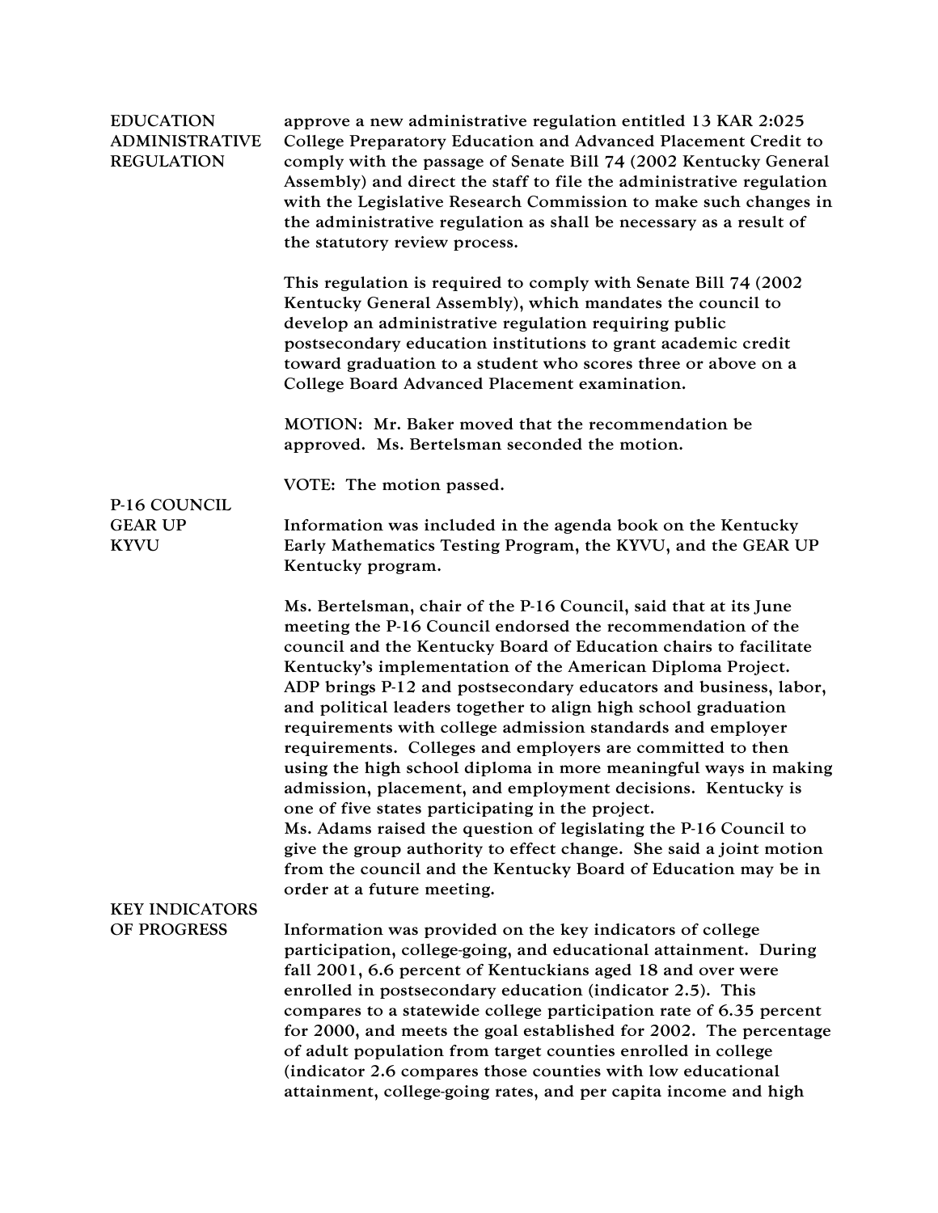**EDUCATION ADMINISTRATIVE REGULATION**

approve a new administrative regulation entitled 13 KAR 2:025 College Preparatory Education and Advanced Placement Credit to comply with the passage of Senate Bill 74 (2002 Kentucky General Assembly) and direct the staff to file the administrative regulation with the Legislative Research Commission to make such changes in the administrative regulation as shall be necessary as a result of the statutory review process.

This regulation is required to comply with Senate Bill 74 (2002 Kentucky General Assembly), which mandates the council to develop an administrative regulation requiring public postsecondary education institutions to grant academic credit toward graduation to a student who scores three or above on a College Board Advanced Placement examination.

MOTION: Mr. Baker moved that the recommendation be approved. Ms. Bertelsman seconded the motion.

VOTE: The motion passed.

**P-16 COUNCIL GEAR UP KYVU**

Information was included in the agenda book on the Kentucky Early Mathematics Testing Program, the KYVU, and the GEAR UP Kentucky program.

Ms. Bertelsman, chair of the P-16 Council, said that at its June meeting the P-16 Council endorsed the recommendation of the council and the Kentucky Board of Education chairs to facilitate Kentucky's implementation of the American Diploma Project. ADP brings P-12 and postsecondary educators and business, labor, and political leaders together to align high school graduation requirements with college admission standards and employer requirements. Colleges and employers are committed to then using the high school diploma in more meaningful ways in making admission, placement, and employment decisions. Kentucky is one of five states participating in the project.

Ms. Adams raised the question of legislating the P-16 Council to give the group authority to effect change. She said a joint motion from the council and the Kentucky Board of Education may be in order at a future meeting.

**KEY INDICATORS OF PROGRESS**

Information was provided on the key indicators of college participation, college-going, and educational attainment. During fall 2001, 6.6 percent of Kentuckians aged 18 and over were enrolled in postsecondary education (indicator 2.5). This compares to a statewide college participation rate of 6.35 percent for 2000, and meets the goal established for 2002. The percentage of adult population from target counties enrolled in college (indicator 2.6 compares those counties with low educational attainment, college-going rates, and per capita income and high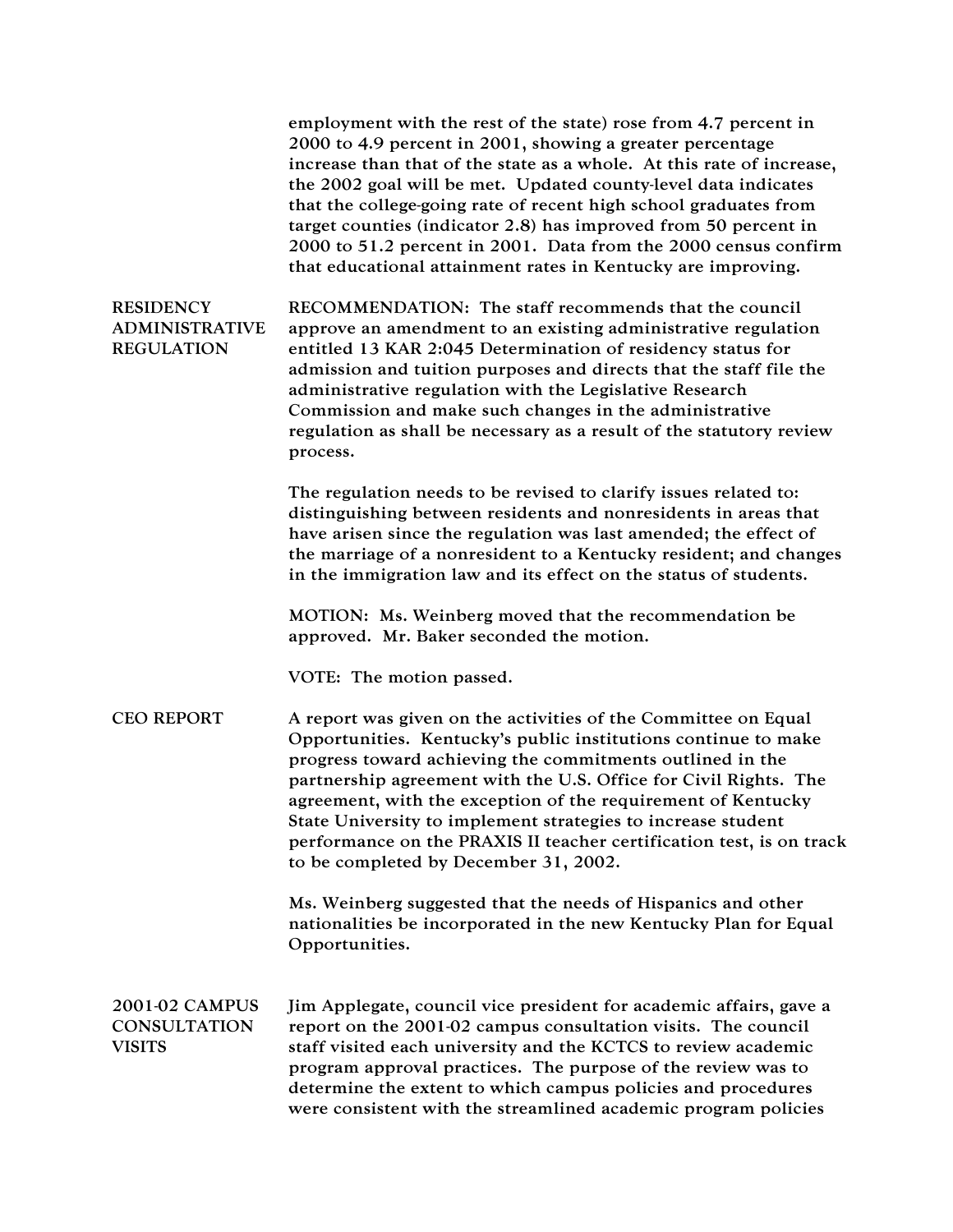employment with the rest of the state) rose from 4.7 percent in 2000 to 4.9 percent in 2001, showing a greater percentage increase than that of the state as a whole. At this rate of increase, the 2002 goal will be met. Updated county-level data indicates that the college-going rate of recent high school graduates from target counties (indicator 2.8) has improved from 50 percent in 2000 to 51.2 percent in 2001. Data from the 2000 census confirm that educational attainment rates in Kentucky are improving.

**RESIDENCY ADMINISTRATIVE REGULATION**

RECOMMENDATION: The staff recommends that the council approve an amendment to an existing administrative regulation entitled 13 KAR 2:045 Determination of residency status for admission and tuition purposes and directs that the staff file the administrative regulation with the Legislative Research Commission and make such changes in the administrative regulation as shall be necessary as a result of the statutory review process.

The regulation needs to be revised to clarify issues related to: distinguishing between residents and nonresidents in areas that have arisen since the regulation was last amended; the effect of the marriage of a nonresident to a Kentucky resident; and changes in the immigration law and its effect on the status of students.

MOTION: Ms. Weinberg moved that the recommendation be approved. Mr. Baker seconded the motion.

VOTE: The motion passed.

**CEO REPORT**

A report was given on the activities of the Committee on Equal Opportunities. Kentucky's public institutions continue to make progress toward achieving the commitments outlined in the partnership agreement with the U.S. Office for Civil Rights. The agreement, with the exception of the requirement of Kentucky State University to implement strategies to increase student performance on the PRAXIS II teacher certification test, is on track to be completed by December 31, 2002.

Ms. Weinberg suggested that the needs of Hispanics and other nationalities be incorporated in the new Kentucky Plan for Equal Opportunities.

**2001-02 CAMPUS CONSULTATION VISITS**

Jim Applegate, council vice president for academic affairs, gave a report on the 2001-02 campus consultation visits. The council staff visited each university and the KCTCS to review academic program approval practices. The purpose of the review was to determine the extent to which campus policies and procedures were consistent with the streamlined academic program policies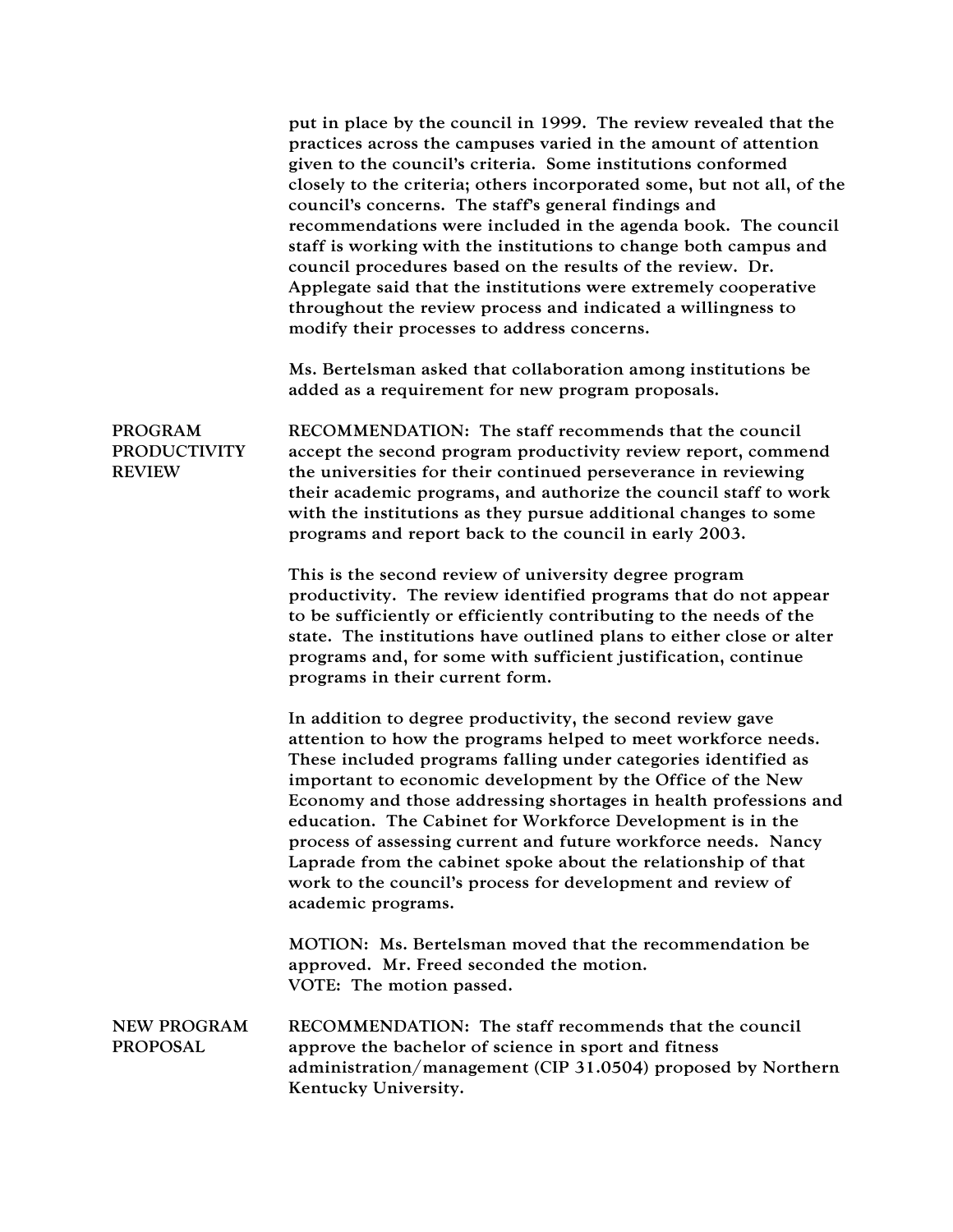put in place by the council in 1999. The review revealed that the practices across the campuses varied in the amount of attention given to the council's criteria. Some institutions conformed closely to the criteria; others incorporated some, but not all, of the council's concerns. The staff's general findings and recommendations were included in the agenda book. The council staff is working with the institutions to change both campus and council procedures based on the results of the review. Dr. Applegate said that the institutions were extremely cooperative throughout the review process and indicated a willingness to modify their processes to address concerns.

Ms. Bertelsman asked that collaboration among institutions be added as a requirement for new program proposals.

**PROGRAM PRODUCTIVITY REVIEW**

RECOMMENDATION: The staff recommends that the council accept the second program productivity review report, commend the universities for their continued perseverance in reviewing their academic programs, and authorize the council staff to work with the institutions as they pursue additional changes to some programs and report back to the council in early 2003.

This is the second review of university degree program productivity. The review identified programs that do not appear to be sufficiently or efficiently contributing to the needs of the state. The institutions have outlined plans to either close or alter programs and, for some with sufficient justification, continue programs in their current form.

In addition to degree productivity, the second review gave attention to how the programs helped to meet workforce needs. These included programs falling under categories identified as important to economic development by the Office of the New Economy and those addressing shortages in health professions and education. The Cabinet for Workforce Development is in the process of assessing current and future workforce needs. Nancy Laprade from the cabinet spoke about the relationship of that work to the council's process for development and review of academic programs.

MOTION: Ms. Bertelsman moved that the recommendation be approved. Mr. Freed seconded the motion.
VOTE: The motion passed.

**NEW PROGRAM PROPOSAL**

RECOMMENDATION: The staff recommends that the council approve the bachelor of science in sport and fitness administration/management (CIP 31.0504) proposed by Northern Kentucky University.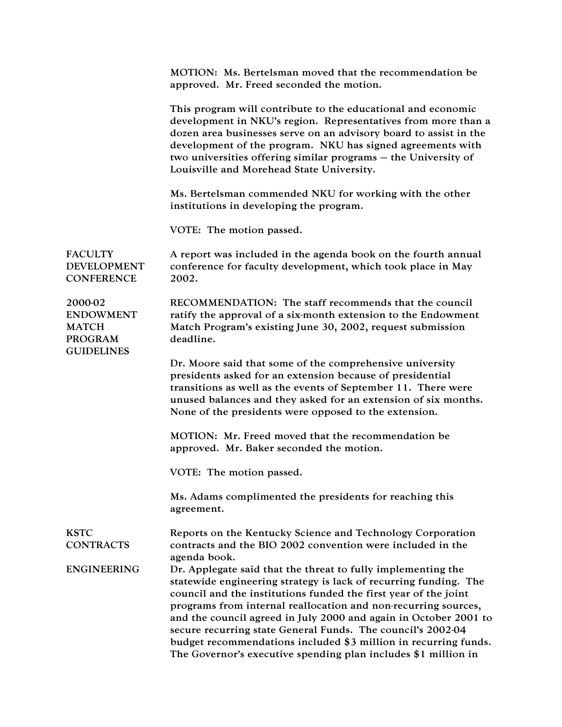MOTION: Ms. Bertelsman moved that the recommendation be approved. Mr. Freed seconded the motion.

This program will contribute to the educational and economic development in NKU's region. Representatives from more than a dozen area businesses serve on an advisory board to assist in the development of the program. NKU has signed agreements with two universities offering similar programs – the University of Louisville and Morehead State University.

Ms. Bertelsman commended NKU for working with the other institutions in developing the program.

VOTE: The motion passed.

**FACULTY DEVELOPMENT CONFERENCE**

A report was included in the agenda book on the fourth annual conference for faculty development, which took place in May 2002.

**2000-02 ENDOWMENT MATCH PROGRAM GUIDELINES**

RECOMMENDATION: The staff recommends that the council ratify the approval of a six-month extension to the Endowment Match Program's existing June 30, 2002, request submission deadline.

Dr. Moore said that some of the comprehensive university presidents asked for an extension because of presidential transitions as well as the events of September 11. There were unused balances and they asked for an extension of six months. None of the presidents were opposed to the extension.

MOTION: Mr. Freed moved that the recommendation be approved. Mr. Baker seconded the motion.

VOTE: The motion passed.

Ms. Adams complimented the presidents for reaching this agreement.

**KSTC CONTRACTS**

Reports on the Kentucky Science and Technology Corporation contracts and the BIO 2002 convention were included in the agenda book.

**ENGINEERING**

Dr. Applegate said that the threat to fully implementing the statewide engineering strategy is lack of recurring funding. The council and the institutions funded the first year of the joint programs from internal reallocation and non-recurring sources, and the council agreed in July 2000 and again in October 2001 to secure recurring state General Funds. The council's 2002-04 budget recommendations included $3 million in recurring funds. The Governor's executive spending plan includes $1 million in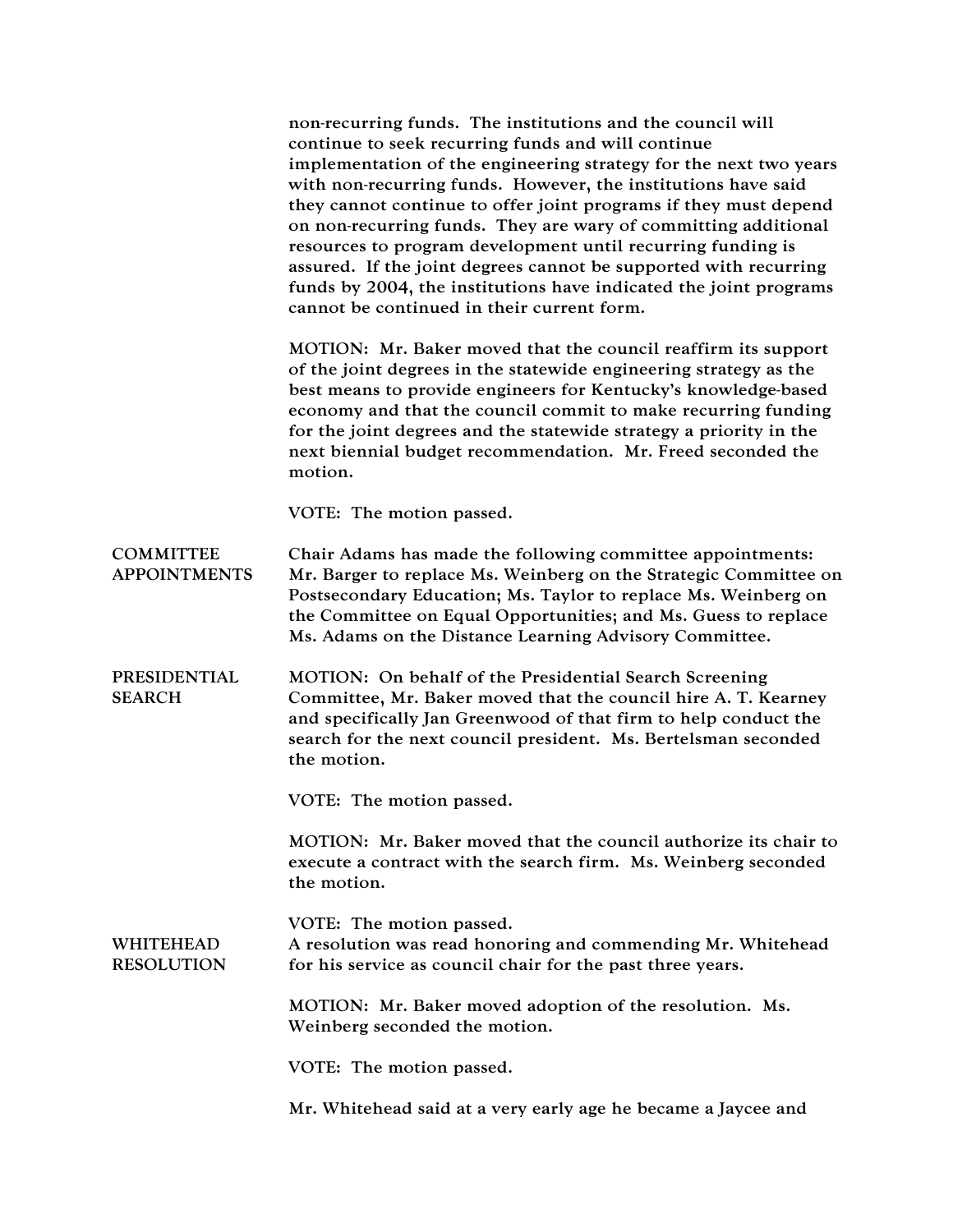non-recurring funds. The institutions and the council will continue to seek recurring funds and will continue implementation of the engineering strategy for the next two years with non-recurring funds. However, the institutions have said they cannot continue to offer joint programs if they must depend on non-recurring funds. They are wary of committing additional resources to program development until recurring funding is assured. If the joint degrees cannot be supported with recurring funds by 2004, the institutions have indicated the joint programs cannot be continued in their current form.

MOTION: Mr. Baker moved that the council reaffirm its support of the joint degrees in the statewide engineering strategy as the best means to provide engineers for Kentucky's knowledge-based economy and that the council commit to make recurring funding for the joint degrees and the statewide strategy a priority in the next biennial budget recommendation. Mr. Freed seconded the motion.

VOTE: The motion passed.

**COMMITTEE APPOINTMENTS**

Chair Adams has made the following committee appointments: Mr. Barger to replace Ms. Weinberg on the Strategic Committee on Postsecondary Education; Ms. Taylor to replace Ms. Weinberg on the Committee on Equal Opportunities; and Ms. Guess to replace Ms. Adams on the Distance Learning Advisory Committee.

**PRESIDENTIAL SEARCH**

MOTION: On behalf of the Presidential Search Screening Committee, Mr. Baker moved that the council hire A. T. Kearney and specifically Jan Greenwood of that firm to help conduct the search for the next council president. Ms. Bertelsman seconded the motion.

VOTE: The motion passed.

MOTION: Mr. Baker moved that the council authorize its chair to execute a contract with the search firm. Ms. Weinberg seconded the motion.

VOTE: The motion passed.

**WHITEHEAD RESOLUTION**

A resolution was read honoring and commending Mr. Whitehead for his service as council chair for the past three years.

MOTION: Mr. Baker moved adoption of the resolution. Ms. Weinberg seconded the motion.

VOTE: The motion passed.

Mr. Whitehead said at a very early age he became a Jaycee and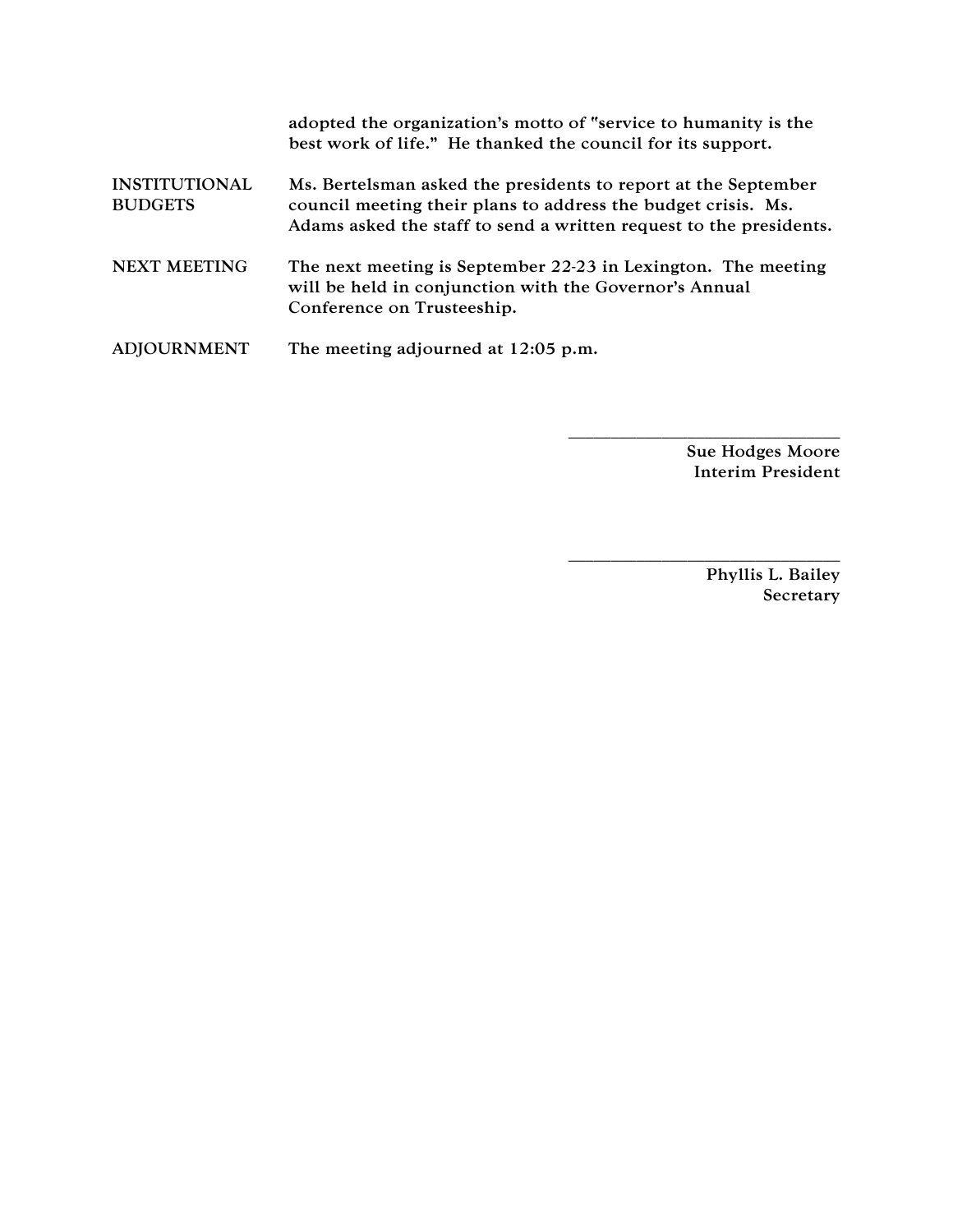adopted the organization's motto of "service to humanity is the best work of life." He thanked the council for its support.

**INSTITUTIONAL BUDGETS**

Ms. Bertelsman asked the presidents to report at the September council meeting their plans to address the budget crisis. Ms. Adams asked the staff to send a written request to the presidents.

**NEXT MEETING**

The next meeting is September 22-23 in Lexington. The meeting will be held in conjunction with the Governor's Annual Conference on Trusteeship.

**ADJOURNMENT**

The meeting adjourned at 12:05 p.m.

\_\_\_\_\_\_\_\_\_\_\_\_\_\_\_\_\_\_\_\_\_\_\_\_\_\_\_\_\_\_

Sue Hodges Moore
Interim President

\_\_\_\_\_\_\_\_\_\_\_\_\_\_\_\_\_\_\_\_\_\_\_\_\_\_\_\_\_\_

Phyllis L. Bailey
Secretary